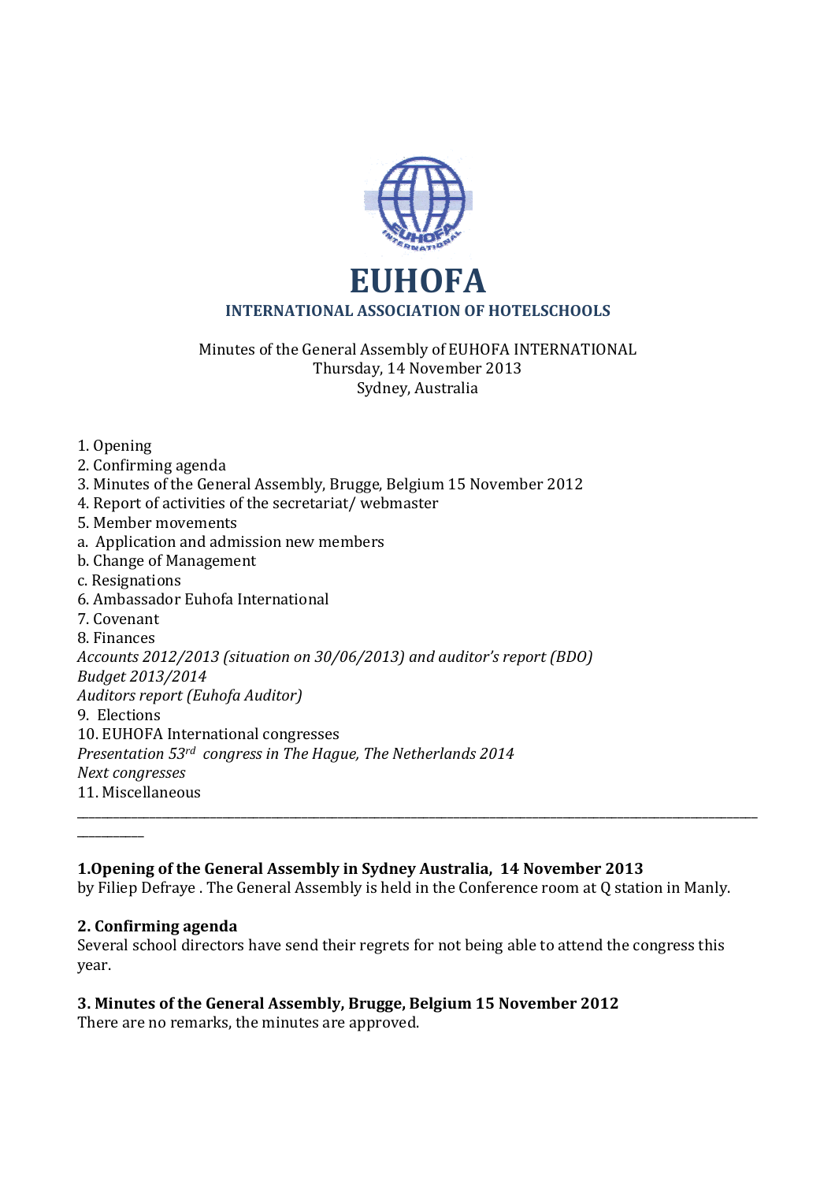# EUHOFA

## INTERNATIONAL ASSOCIATION OF HOTELSCHOOLS

Minutes of the General Assembly of EUHOFA INTERNATIONAL
Thursday, 14 November 2013
Sydney, Australia

1. Opening
2. Confirming agenda
3. Minutes of the General Assembly, Brugge, Belgium 15 November 2012
4. Report of activities of the secretariat/ webmaster
5. Member movements
a. Application and admission new members
b. Change of Management
c. Resignations
6. Ambassador Euhofa International
7. Covenant
8. Finances
*Accounts 2012/2013 (situation on 30/06/2013) and auditor's report (BDO)*
*Budget 2013/2014*
*Auditors report (Euhofa Auditor)*
9. Elections
10. EUHOFA International congresses
*Presentation 53rd congress in The Hague, The Netherlands 2014*
*Next congresses*
11. Miscellaneous

---

**1.Opening of the General Assembly in Sydney Australia, 14 November 2013**
by Filiep Defraye . The General Assembly is held in the Conference room at Q station in Manly.

**2. Confirming agenda**
Several school directors have send their regrets for not being able to attend the congress this year.

**3. Minutes of the General Assembly, Brugge, Belgium 15 November 2012**
There are no remarks, the minutes are approved.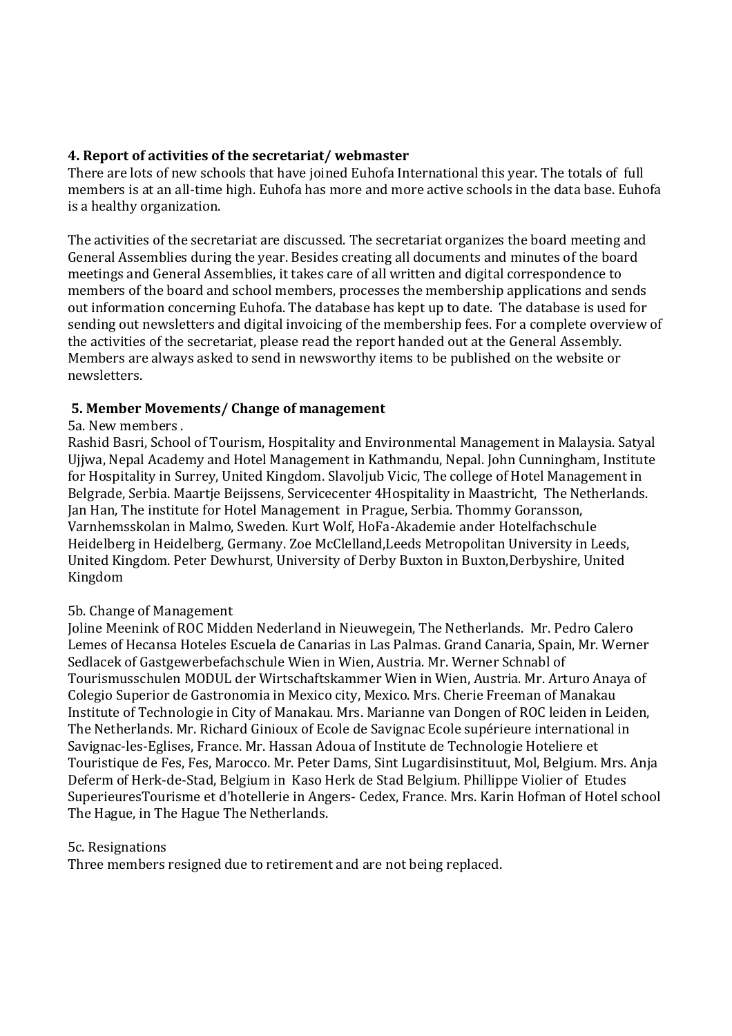**4. Report of activities of the secretariat/ webmaster**

There are lots of new schools that have joined Euhofa International this year. The totals of full members is at an all-time high. Euhofa has more and more active schools in the data base. Euhofa is a healthy organization.

The activities of the secretariat are discussed. The secretariat organizes the board meeting and General Assemblies during the year. Besides creating all documents and minutes of the board meetings and General Assemblies, it takes care of all written and digital correspondence to members of the board and school members, processes the membership applications and sends out information concerning Euhofa. The database has kept up to date. The database is used for sending out newsletters and digital invoicing of the membership fees. For a complete overview of the activities of the secretariat, please read the report handed out at the General Assembly. Members are always asked to send in newsworthy items to be published on the website or newsletters.

**5. Member Movements/ Change of management**

5a. New members .

Rashid Basri, School of Tourism, Hospitality and Environmental Management in Malaysia. Satyal Ujjwa, Nepal Academy and Hotel Management in Kathmandu, Nepal. John Cunningham, Institute for Hospitality in Surrey, United Kingdom. Slavoljub Vicic, The college of Hotel Management in Belgrade, Serbia. Maartje Beijssens, Servicecenter 4Hospitality in Maastricht, The Netherlands. Jan Han, The institute for Hotel Management in Prague, Serbia. Thommy Goransson, Varnhemsskolan in Malmo, Sweden. Kurt Wolf, HoFa-Akademie ander Hotelfachschule Heidelberg in Heidelberg, Germany. Zoe McClelland,Leeds Metropolitan University in Leeds, United Kingdom. Peter Dewhurst, University of Derby Buxton in Buxton,Derbyshire, United Kingdom

5b. Change of Management

Joline Meenink of ROC Midden Nederland in Nieuwegein, The Netherlands. Mr. Pedro Calero Lemes of Hecansa Hoteles Escuela de Canarias in Las Palmas. Grand Canaria, Spain, Mr. Werner Sedlacek of Gastgewerbefachschule Wien in Wien, Austria. Mr. Werner Schnabl of Tourismusschulen MODUL der Wirtschaftskammer Wien in Wien, Austria. Mr. Arturo Anaya of Colegio Superior de Gastronomia in Mexico city, Mexico. Mrs. Cherie Freeman of Manakau Institute of Technologie in City of Manakau. Mrs. Marianne van Dongen of ROC leiden in Leiden, The Netherlands. Mr. Richard Ginioux of Ecole de Savignac Ecole supérieure international in Savignac-les-Eglises, France. Mr. Hassan Adoua of Institute de Technologie Hoteliere et Touristique de Fes, Fes, Marocco. Mr. Peter Dams, Sint Lugardisinstituut, Mol, Belgium. Mrs. Anja Deferm of Herk-de-Stad, Belgium in Kaso Herk de Stad Belgium. Phillippe Violier of Etudes SuperieuresTourisme et d'hotellerie in Angers- Cedex, France. Mrs. Karin Hofman of Hotel school The Hague, in The Hague The Netherlands.

5c. Resignations

Three members resigned due to retirement and are not being replaced.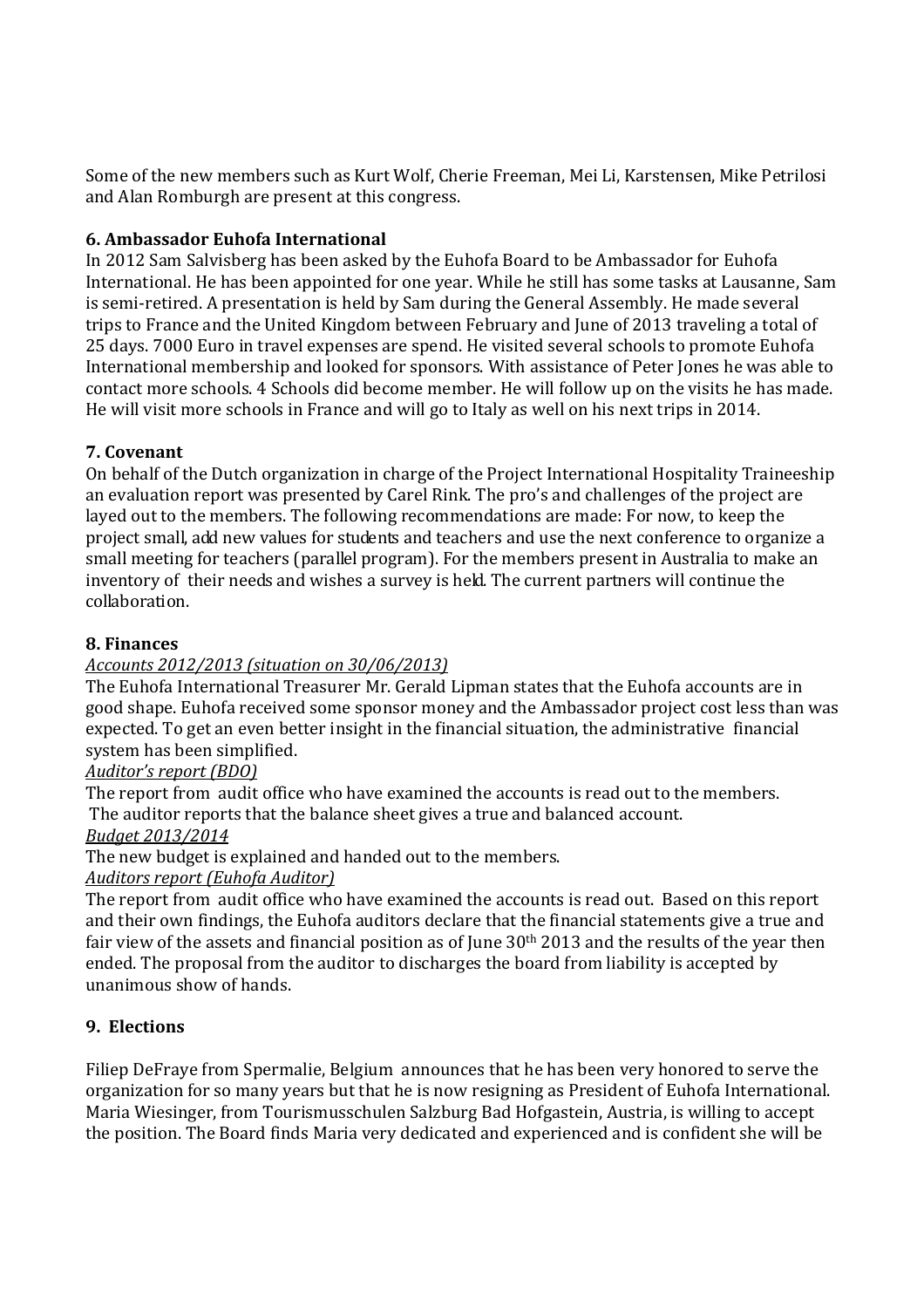Some of the new members such as Kurt Wolf, Cherie Freeman, Mei Li, Karstensen, Mike Petrilosi and Alan Romburgh are present at this congress.

### 6. Ambassador Euhofa International

In 2012 Sam Salvisberg has been asked by the Euhofa Board to be Ambassador for Euhofa International. He has been appointed for one year. While he still has some tasks at Lausanne, Sam is semi-retired. A presentation is held by Sam during the General Assembly. He made several trips to France and the United Kingdom between February and June of 2013 traveling a total of 25 days. 7000 Euro in travel expenses are spend. He visited several schools to promote Euhofa International membership and looked for sponsors. With assistance of Peter Jones he was able to contact more schools. 4 Schools did become member. He will follow up on the visits he has made. He will visit more schools in France and will go to Italy as well on his next trips in 2014.

### 7. Covenant

On behalf of the Dutch organization in charge of the Project International Hospitality Traineeship an evaluation report was presented by Carel Rink. The pro's and challenges of the project are layed out to the members. The following recommendations are made: For now, to keep the project small, add new values for students and teachers and use the next conference to organize a small meeting for teachers (parallel program). For the members present in Australia to make an inventory of their needs and wishes a survey is held. The current partners will continue the collaboration.

### 8. Finances

*Accounts 2012/2013 (situation on 30/06/2013)*

The Euhofa International Treasurer Mr. Gerald Lipman states that the Euhofa accounts are in good shape. Euhofa received some sponsor money and the Ambassador project cost less than was expected. To get an even better insight in the financial situation, the administrative financial system has been simplified.

*Auditor's report (BDO)*

The report from audit office who have examined the accounts is read out to the members.
The auditor reports that the balance sheet gives a true and balanced account.

*Budget 2013/2014*

The new budget is explained and handed out to the members.

*Auditors report (Euhofa Auditor)*

The report from audit office who have examined the accounts is read out. Based on this report and their own findings, the Euhofa auditors declare that the financial statements give a true and fair view of the assets and financial position as of June 30th 2013 and the results of the year then ended. The proposal from the auditor to discharges the board from liability is accepted by unanimous show of hands.

### 9. Elections

Filiep DeFraye from Spermalie, Belgium announces that he has been very honored to serve the organization for so many years but that he is now resigning as President of Euhofa International. Maria Wiesinger, from Tourismusschulen Salzburg Bad Hofgastein, Austria, is willing to accept the position. The Board finds Maria very dedicated and experienced and is confident she will be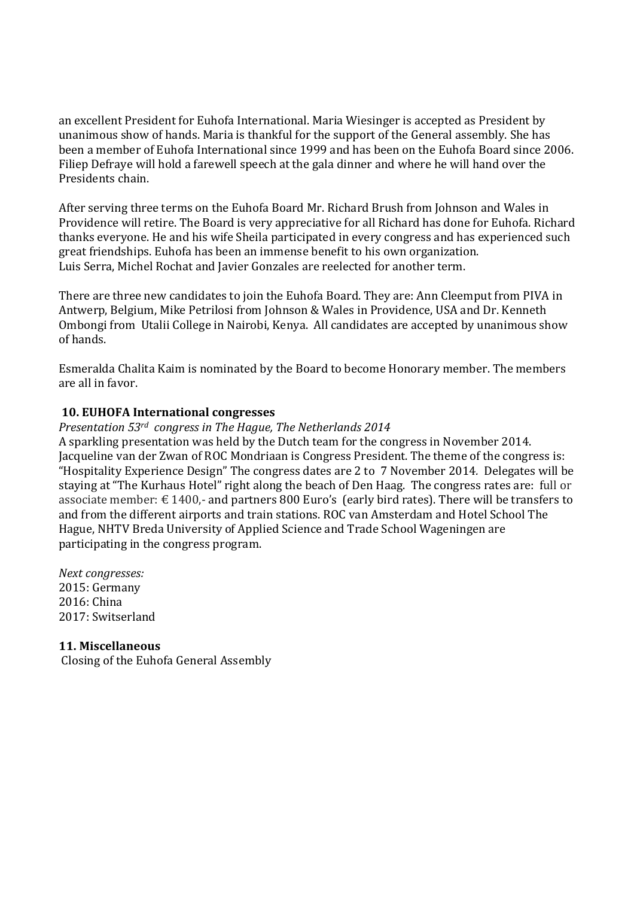an excellent President for Euhofa International. Maria Wiesinger is accepted as President by unanimous show of hands. Maria is thankful for the support of the General assembly. She has been a member of Euhofa International since 1999 and has been on the Euhofa Board since 2006. Filiep Defraye will hold a farewell speech at the gala dinner and where he will hand over the Presidents chain.

After serving three terms on the Euhofa Board Mr. Richard Brush from Johnson and Wales in Providence will retire. The Board is very appreciative for all Richard has done for Euhofa. Richard thanks everyone. He and his wife Sheila participated in every congress and has experienced such great friendships. Euhofa has been an immense benefit to his own organization.
Luis Serra, Michel Rochat and Javier Gonzales are reelected for another term.

There are three new candidates to join the Euhofa Board. They are: Ann Cleemput from PIVA in Antwerp, Belgium, Mike Petrilosi from Johnson & Wales in Providence, USA and Dr. Kenneth Ombongi from Utalii College in Nairobi, Kenya. All candidates are accepted by unanimous show of hands.

Esmeralda Chalita Kaim is nominated by the Board to become Honorary member. The members are all in favor.

**10. EUHOFA International congresses**

*Presentation 53rd congress in The Hague, The Netherlands 2014*

A sparkling presentation was held by the Dutch team for the congress in November 2014. Jacqueline van der Zwan of ROC Mondriaan is Congress President. The theme of the congress is: "Hospitality Experience Design" The congress dates are 2 to 7 November 2014. Delegates will be staying at "The Kurhaus Hotel" right along the beach of Den Haag. The congress rates are: full or associate member: € 1400,- and partners 800 Euro's (early bird rates). There will be transfers to and from the different airports and train stations. ROC van Amsterdam and Hotel School The Hague, NHTV Breda University of Applied Science and Trade School Wageningen are participating in the congress program.

*Next congresses:*
2015: Germany
2016: China
2017: Switserland

**11. Miscellaneous**

Closing of the Euhofa General Assembly